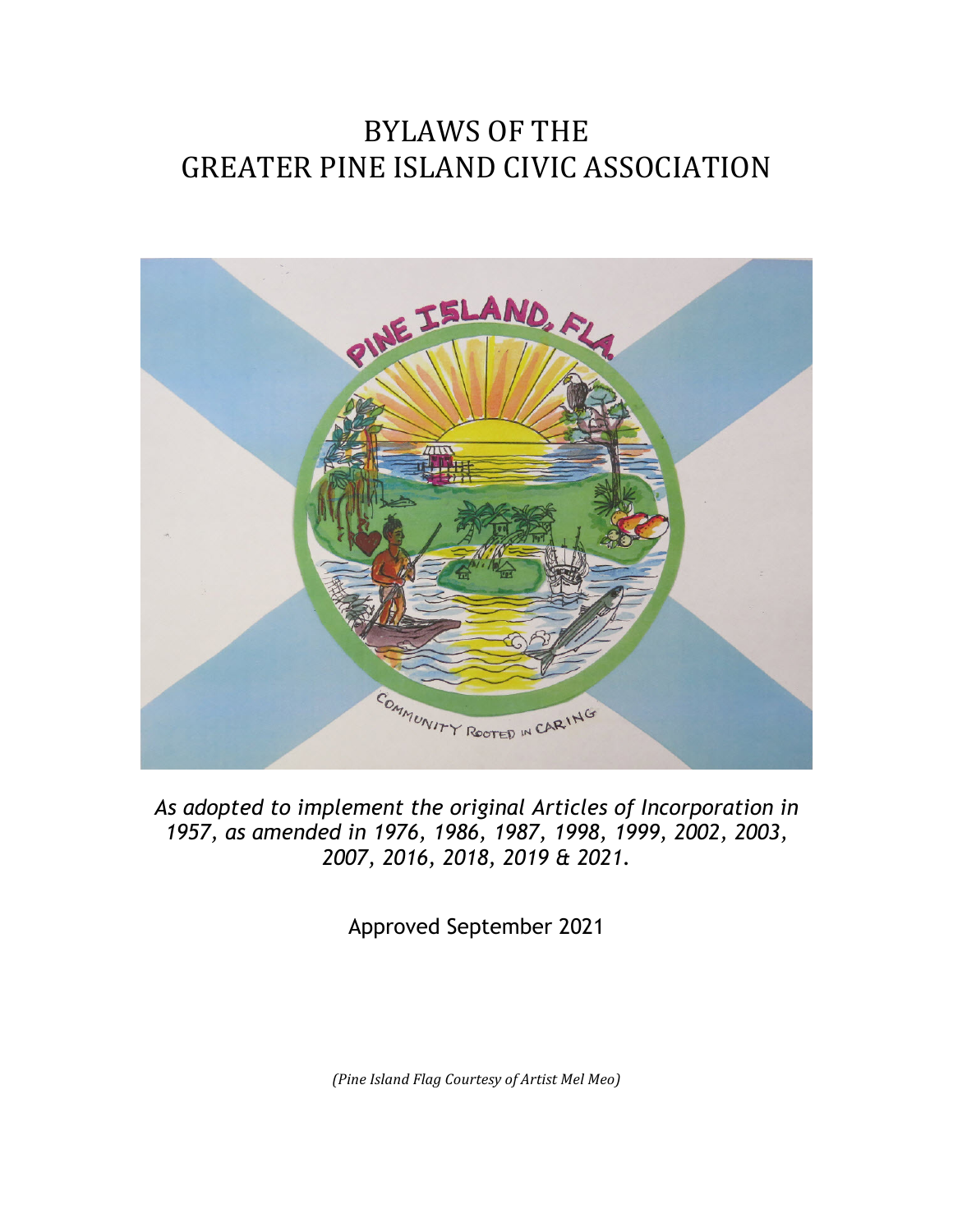# BYLAWS OF THE GREATER PINE ISLAND CIVIC ASSOCIATION

*As adopted to implement the original Articles of Incorporation in 1957, as amended in 1976, 1986, 1987, 1998, 1999, 2002, 2003, 2007, 2016, 2018, 2019 & 2021.*

Approved September 2021

*(Pine Island Flag Courtesy of Artist Mel Meo)*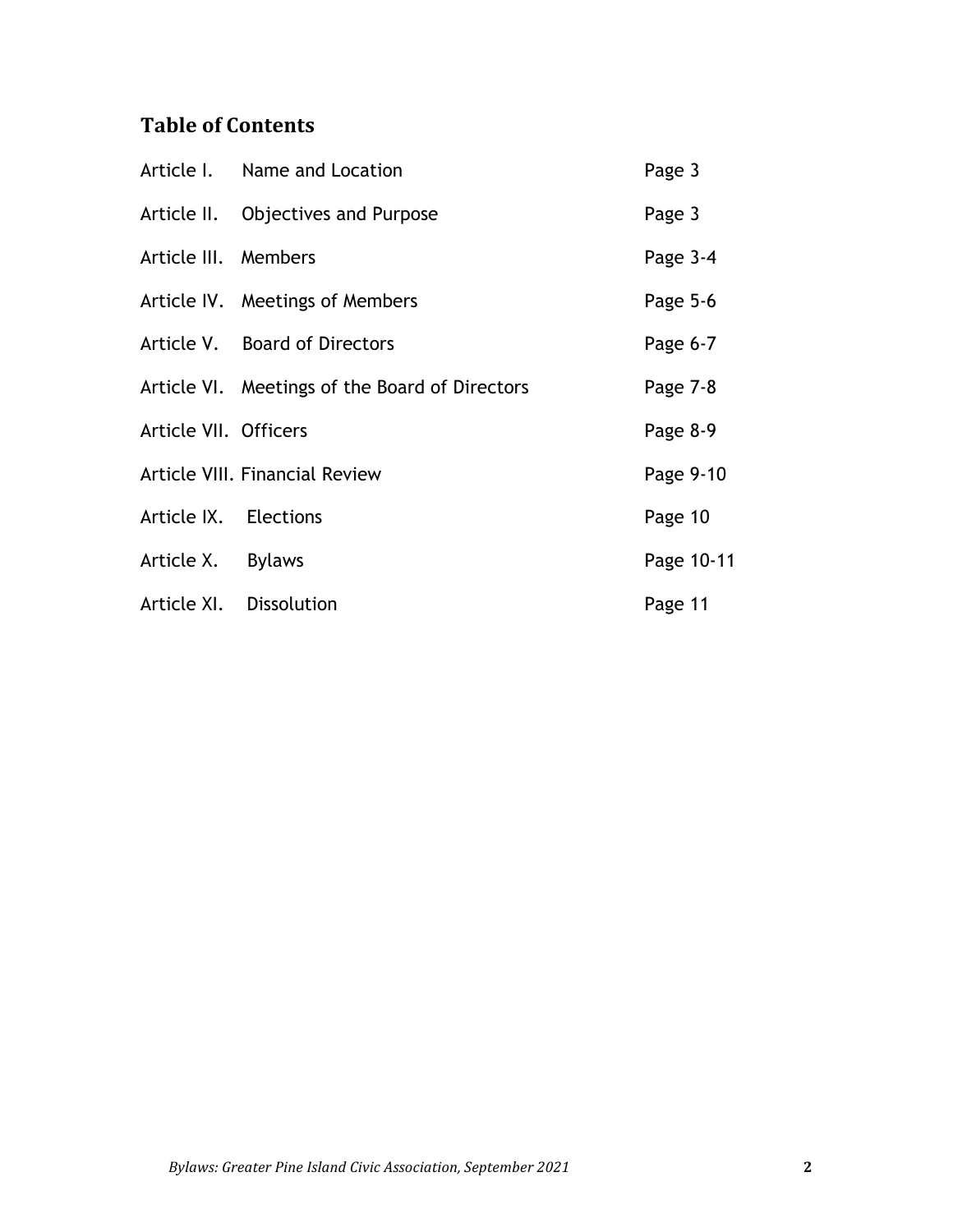## Table of Contents

| | | |
|---|---|---|
| Article I. | Name and Location | Page 3 |
| Article II. | Objectives and Purpose | Page 3 |
| Article III. | Members | Page 3-4 |
| Article IV. | Meetings of Members | Page 5-6 |
| Article V. | Board of Directors | Page 6-7 |
| Article VI. | Meetings of the Board of Directors | Page 7-8 |
| Article VII. | Officers | Page 8-9 |
| Article VIII. | Financial Review | Page 9-10 |
| Article IX. | Elections | Page 10 |
| Article X. | Bylaws | Page 10-11 |
| Article XI. | Dissolution | Page 11 |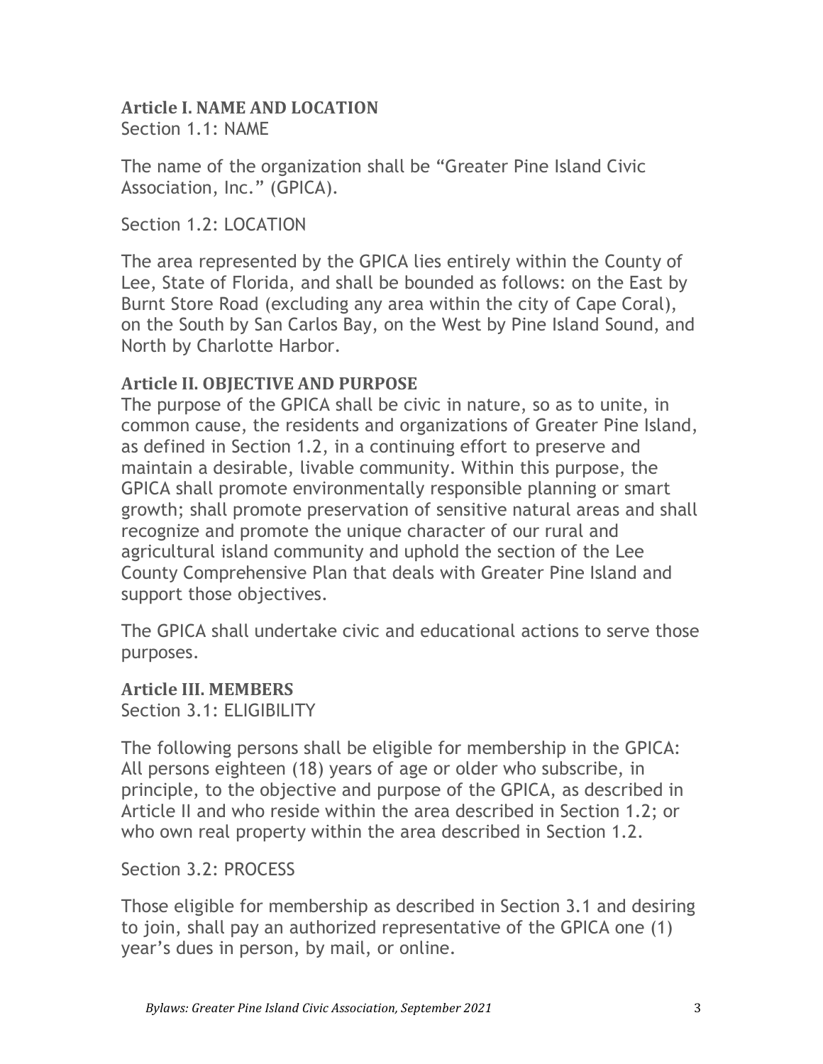## Article I. NAME AND LOCATION

Section 1.1: NAME

The name of the organization shall be "Greater Pine Island Civic Association, Inc." (GPICA).

Section 1.2: LOCATION

The area represented by the GPICA lies entirely within the County of Lee, State of Florida, and shall be bounded as follows: on the East by Burnt Store Road (excluding any area within the city of Cape Coral), on the South by San Carlos Bay, on the West by Pine Island Sound, and North by Charlotte Harbor.

## Article II. OBJECTIVE AND PURPOSE

The purpose of the GPICA shall be civic in nature, so as to unite, in common cause, the residents and organizations of Greater Pine Island, as defined in Section 1.2, in a continuing effort to preserve and maintain a desirable, livable community. Within this purpose, the GPICA shall promote environmentally responsible planning or smart growth; shall promote preservation of sensitive natural areas and shall recognize and promote the unique character of our rural and agricultural island community and uphold the section of the Lee County Comprehensive Plan that deals with Greater Pine Island and support those objectives.

The GPICA shall undertake civic and educational actions to serve those purposes.

## Article III. MEMBERS

Section 3.1: ELIGIBILITY

The following persons shall be eligible for membership in the GPICA: All persons eighteen (18) years of age or older who subscribe, in principle, to the objective and purpose of the GPICA, as described in Article II and who reside within the area described in Section 1.2; or who own real property within the area described in Section 1.2.

Section 3.2: PROCESS

Those eligible for membership as described in Section 3.1 and desiring to join, shall pay an authorized representative of the GPICA one (1) year's dues in person, by mail, or online.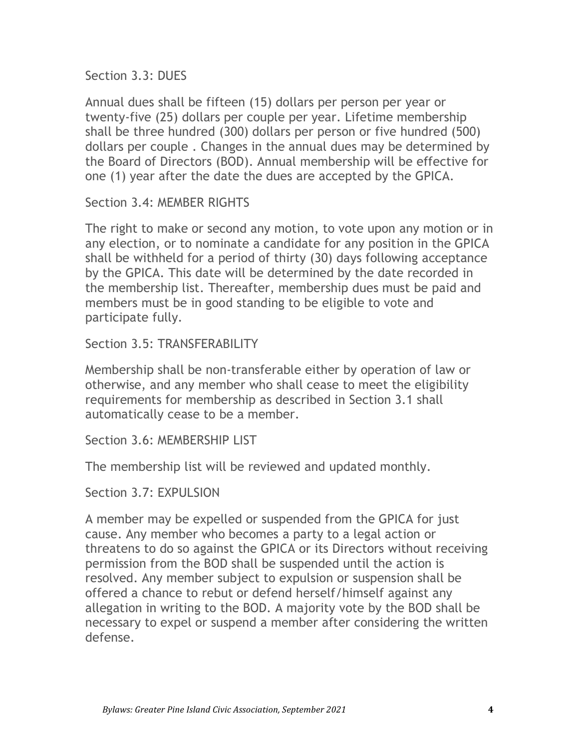## Section 3.3: DUES

Annual dues shall be fifteen (15) dollars per person per year or twenty-five (25) dollars per couple per year. Lifetime membership shall be three hundred (300) dollars per person or five hundred (500) dollars per couple . Changes in the annual dues may be determined by the Board of Directors (BOD). Annual membership will be effective for one (1) year after the date the dues are accepted by the GPICA.

## Section 3.4: MEMBER RIGHTS

The right to make or second any motion, to vote upon any motion or in any election, or to nominate a candidate for any position in the GPICA shall be withheld for a period of thirty (30) days following acceptance by the GPICA. This date will be determined by the date recorded in the membership list. Thereafter, membership dues must be paid and members must be in good standing to be eligible to vote and participate fully.

## Section 3.5: TRANSFERABILITY

Membership shall be non-transferable either by operation of law or otherwise, and any member who shall cease to meet the eligibility requirements for membership as described in Section 3.1 shall automatically cease to be a member.

## Section 3.6: MEMBERSHIP LIST

The membership list will be reviewed and updated monthly.

## Section 3.7: EXPULSION

A member may be expelled or suspended from the GPICA for just cause. Any member who becomes a party to a legal action or threatens to do so against the GPICA or its Directors without receiving permission from the BOD shall be suspended until the action is resolved. Any member subject to expulsion or suspension shall be offered a chance to rebut or defend herself/himself against any allegation in writing to the BOD. A majority vote by the BOD shall be necessary to expel or suspend a member after considering the written defense.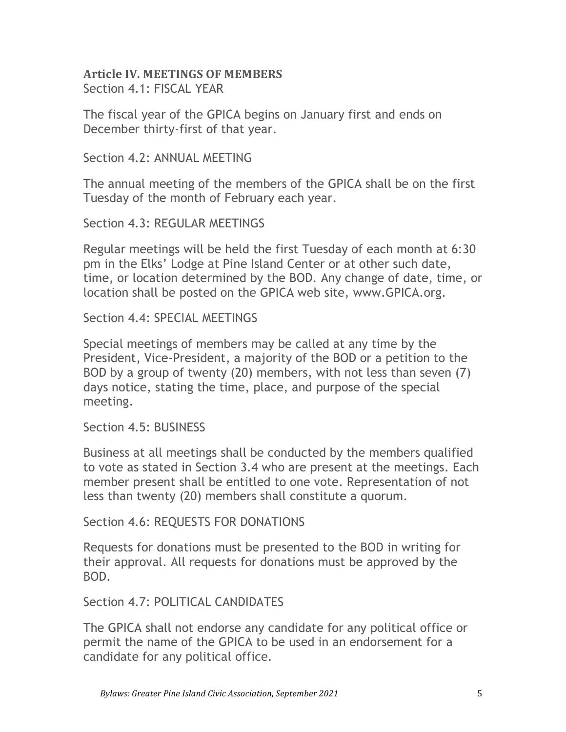## Article IV. MEETINGS OF MEMBERS

Section 4.1: FISCAL YEAR

The fiscal year of the GPICA begins on January first and ends on December thirty-first of that year.

Section 4.2: ANNUAL MEETING

The annual meeting of the members of the GPICA shall be on the first Tuesday of the month of February each year.

Section 4.3: REGULAR MEETINGS

Regular meetings will be held the first Tuesday of each month at 6:30 pm in the Elks' Lodge at Pine Island Center or at other such date, time, or location determined by the BOD. Any change of date, time, or location shall be posted on the GPICA web site, www.GPICA.org.

Section 4.4: SPECIAL MEETINGS

Special meetings of members may be called at any time by the President, Vice-President, a majority of the BOD or a petition to the BOD by a group of twenty (20) members, with not less than seven (7) days notice, stating the time, place, and purpose of the special meeting.

Section 4.5: BUSINESS

Business at all meetings shall be conducted by the members qualified to vote as stated in Section 3.4 who are present at the meetings. Each member present shall be entitled to one vote. Representation of not less than twenty (20) members shall constitute a quorum.

Section 4.6: REQUESTS FOR DONATIONS

Requests for donations must be presented to the BOD in writing for their approval. All requests for donations must be approved by the BOD.

Section 4.7: POLITICAL CANDIDATES

The GPICA shall not endorse any candidate for any political office or permit the name of the GPICA to be used in an endorsement for a candidate for any political office.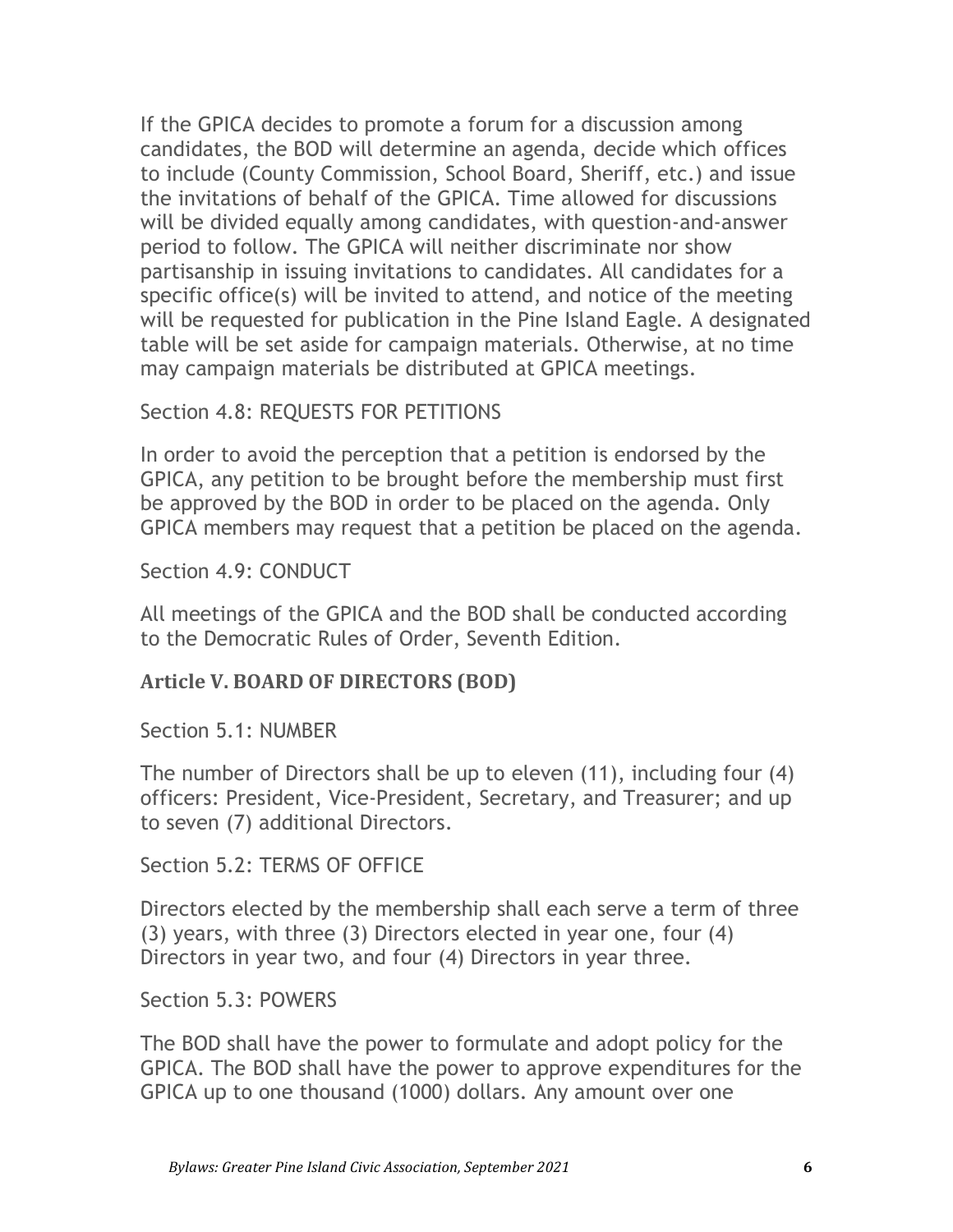If the GPICA decides to promote a forum for a discussion among candidates, the BOD will determine an agenda, decide which offices to include (County Commission, School Board, Sheriff, etc.) and issue the invitations of behalf of the GPICA. Time allowed for discussions will be divided equally among candidates, with question-and-answer period to follow. The GPICA will neither discriminate nor show partisanship in issuing invitations to candidates. All candidates for a specific office(s) will be invited to attend, and notice of the meeting will be requested for publication in the Pine Island Eagle. A designated table will be set aside for campaign materials. Otherwise, at no time may campaign materials be distributed at GPICA meetings.

Section 4.8: REQUESTS FOR PETITIONS

In order to avoid the perception that a petition is endorsed by the GPICA, any petition to be brought before the membership must first be approved by the BOD in order to be placed on the agenda. Only GPICA members may request that a petition be placed on the agenda.

Section 4.9: CONDUCT

All meetings of the GPICA and the BOD shall be conducted according to the Democratic Rules of Order, Seventh Edition.

## Article V. BOARD OF DIRECTORS (BOD)

Section 5.1: NUMBER

The number of Directors shall be up to eleven (11), including four (4) officers: President, Vice-President, Secretary, and Treasurer; and up to seven (7) additional Directors.

Section 5.2: TERMS OF OFFICE

Directors elected by the membership shall each serve a term of three (3) years, with three (3) Directors elected in year one, four (4) Directors in year two, and four (4) Directors in year three.

Section 5.3: POWERS

The BOD shall have the power to formulate and adopt policy for the GPICA. The BOD shall have the power to approve expenditures for the GPICA up to one thousand (1000) dollars. Any amount over one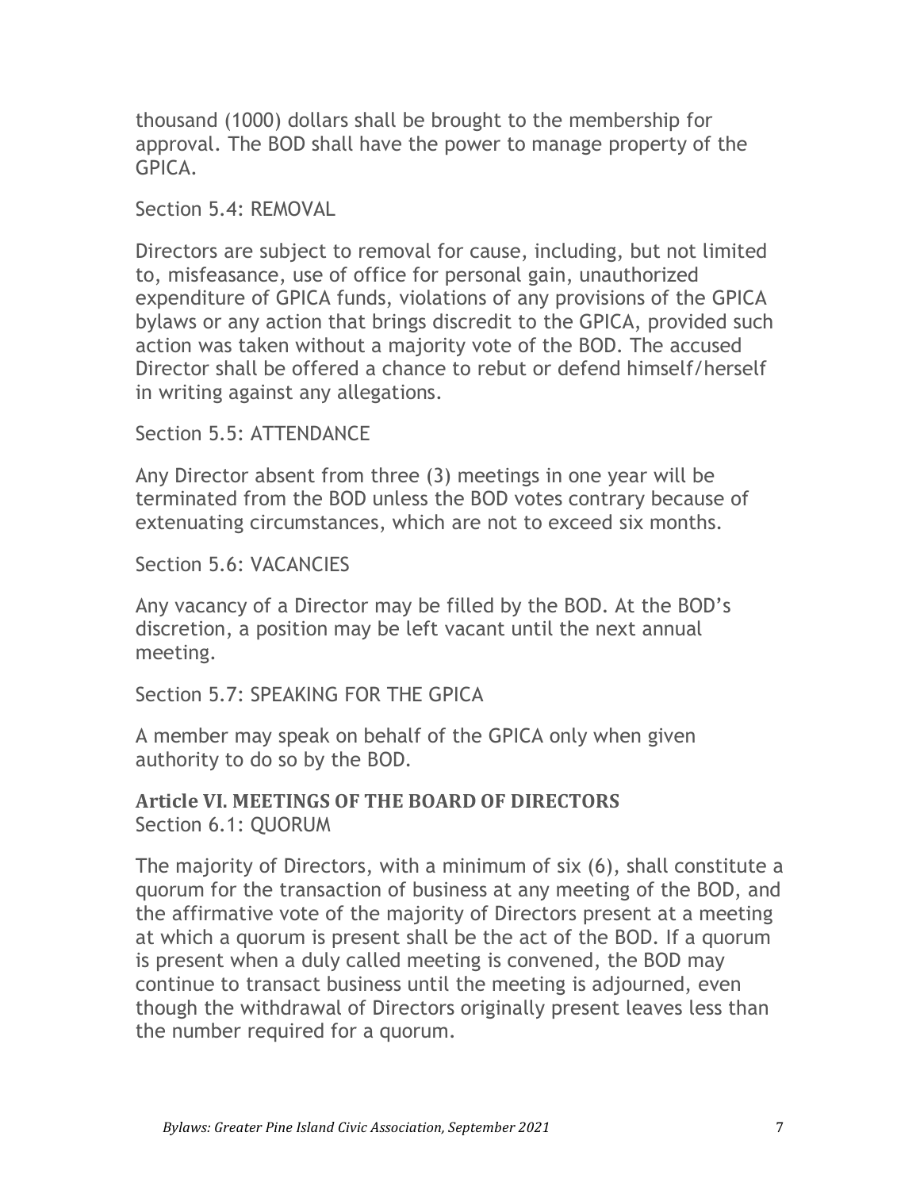thousand (1000) dollars shall be brought to the membership for approval. The BOD shall have the power to manage property of the GPICA.

Section 5.4: REMOVAL

Directors are subject to removal for cause, including, but not limited to, misfeasance, use of office for personal gain, unauthorized expenditure of GPICA funds, violations of any provisions of the GPICA bylaws or any action that brings discredit to the GPICA, provided such action was taken without a majority vote of the BOD. The accused Director shall be offered a chance to rebut or defend himself/herself in writing against any allegations.

Section 5.5: ATTENDANCE

Any Director absent from three (3) meetings in one year will be terminated from the BOD unless the BOD votes contrary because of extenuating circumstances, which are not to exceed six months.

Section 5.6: VACANCIES

Any vacancy of a Director may be filled by the BOD. At the BOD's discretion, a position may be left vacant until the next annual meeting.

Section 5.7: SPEAKING FOR THE GPICA

A member may speak on behalf of the GPICA only when given authority to do so by the BOD.

## Article VI. MEETINGS OF THE BOARD OF DIRECTORS

Section 6.1: QUORUM

The majority of Directors, with a minimum of six (6), shall constitute a quorum for the transaction of business at any meeting of the BOD, and the affirmative vote of the majority of Directors present at a meeting at which a quorum is present shall be the act of the BOD. If a quorum is present when a duly called meeting is convened, the BOD may continue to transact business until the meeting is adjourned, even though the withdrawal of Directors originally present leaves less than the number required for a quorum.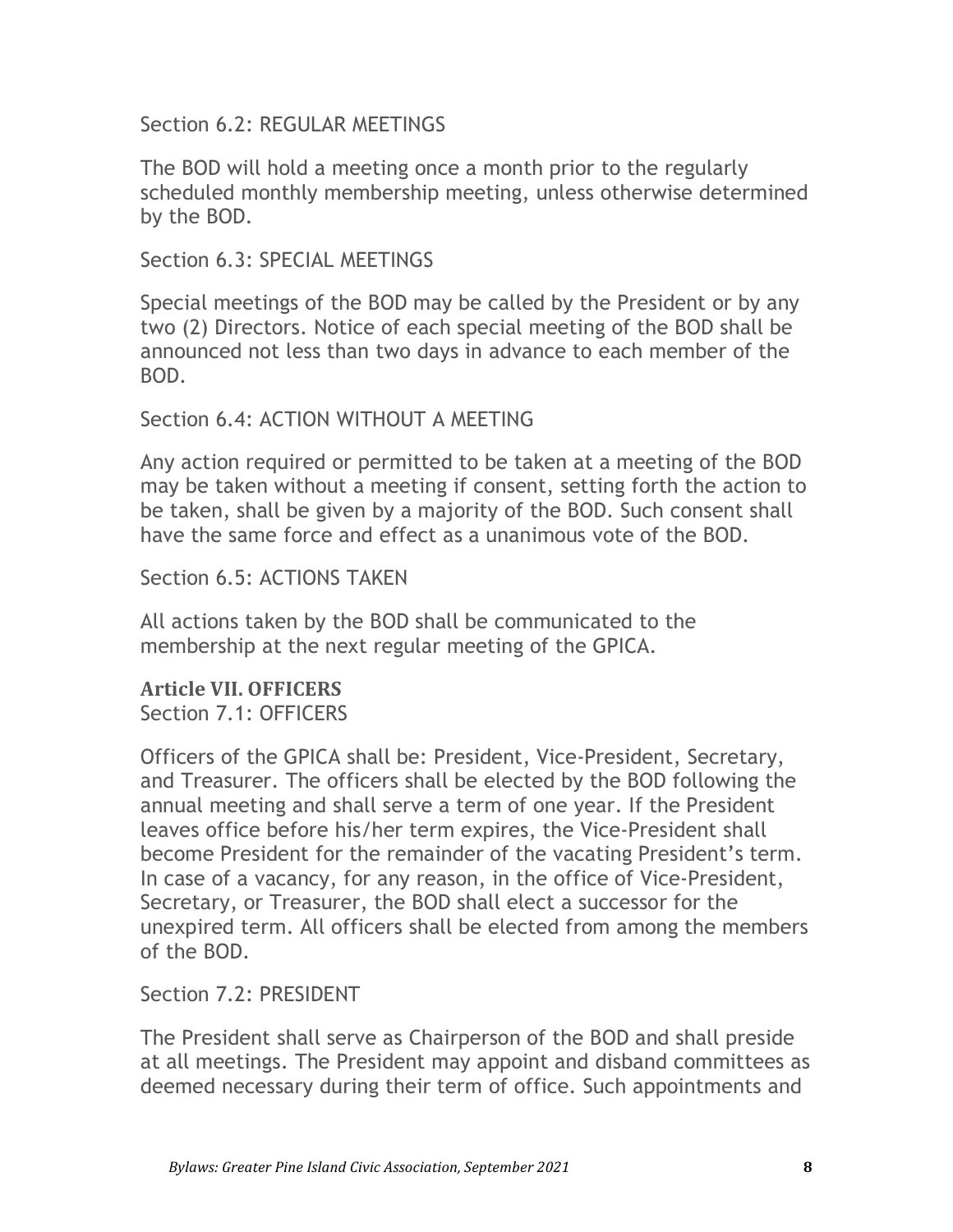Section 6.2: REGULAR MEETINGS

The BOD will hold a meeting once a month prior to the regularly scheduled monthly membership meeting, unless otherwise determined by the BOD.

Section 6.3: SPECIAL MEETINGS

Special meetings of the BOD may be called by the President or by any two (2) Directors. Notice of each special meeting of the BOD shall be announced not less than two days in advance to each member of the BOD.

Section 6.4: ACTION WITHOUT A MEETING

Any action required or permitted to be taken at a meeting of the BOD may be taken without a meeting if consent, setting forth the action to be taken, shall be given by a majority of the BOD. Such consent shall have the same force and effect as a unanimous vote of the BOD.

Section 6.5: ACTIONS TAKEN

All actions taken by the BOD shall be communicated to the membership at the next regular meeting of the GPICA.

## Article VII. OFFICERS

Section 7.1: OFFICERS

Officers of the GPICA shall be: President, Vice-President, Secretary, and Treasurer. The officers shall be elected by the BOD following the annual meeting and shall serve a term of one year. If the President leaves office before his/her term expires, the Vice-President shall become President for the remainder of the vacating President's term. In case of a vacancy, for any reason, in the office of Vice-President, Secretary, or Treasurer, the BOD shall elect a successor for the unexpired term. All officers shall be elected from among the members of the BOD.

Section 7.2: PRESIDENT

The President shall serve as Chairperson of the BOD and shall preside at all meetings. The President may appoint and disband committees as deemed necessary during their term of office. Such appointments and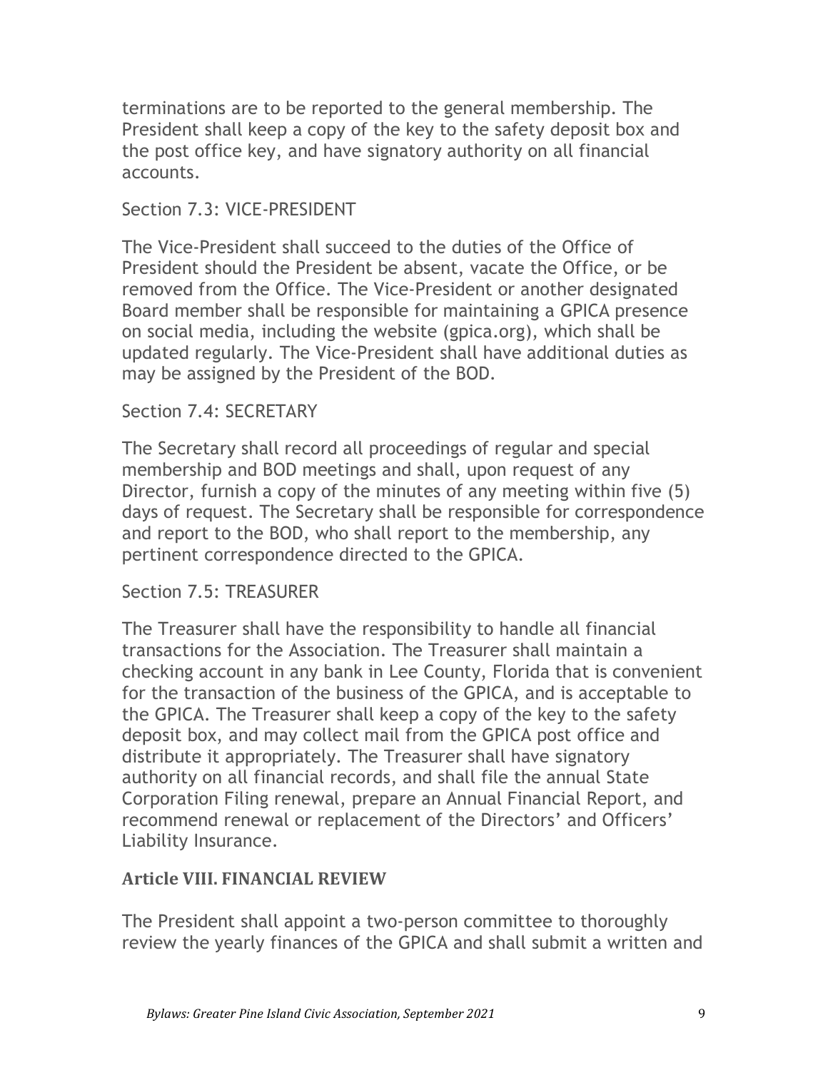terminations are to be reported to the general membership. The President shall keep a copy of the key to the safety deposit box and the post office key, and have signatory authority on all financial accounts.

Section 7.3: VICE-PRESIDENT

The Vice-President shall succeed to the duties of the Office of President should the President be absent, vacate the Office, or be removed from the Office. The Vice-President or another designated Board member shall be responsible for maintaining a GPICA presence on social media, including the website (gpica.org), which shall be updated regularly. The Vice-President shall have additional duties as may be assigned by the President of the BOD.

Section 7.4: SECRETARY

The Secretary shall record all proceedings of regular and special membership and BOD meetings and shall, upon request of any Director, furnish a copy of the minutes of any meeting within five (5) days of request. The Secretary shall be responsible for correspondence and report to the BOD, who shall report to the membership, any pertinent correspondence directed to the GPICA.

Section 7.5: TREASURER

The Treasurer shall have the responsibility to handle all financial transactions for the Association. The Treasurer shall maintain a checking account in any bank in Lee County, Florida that is convenient for the transaction of the business of the GPICA, and is acceptable to the GPICA. The Treasurer shall keep a copy of the key to the safety deposit box, and may collect mail from the GPICA post office and distribute it appropriately. The Treasurer shall have signatory authority on all financial records, and shall file the annual State Corporation Filing renewal, prepare an Annual Financial Report, and recommend renewal or replacement of the Directors' and Officers' Liability Insurance.

## Article VIII. FINANCIAL REVIEW

The President shall appoint a two-person committee to thoroughly review the yearly finances of the GPICA and shall submit a written and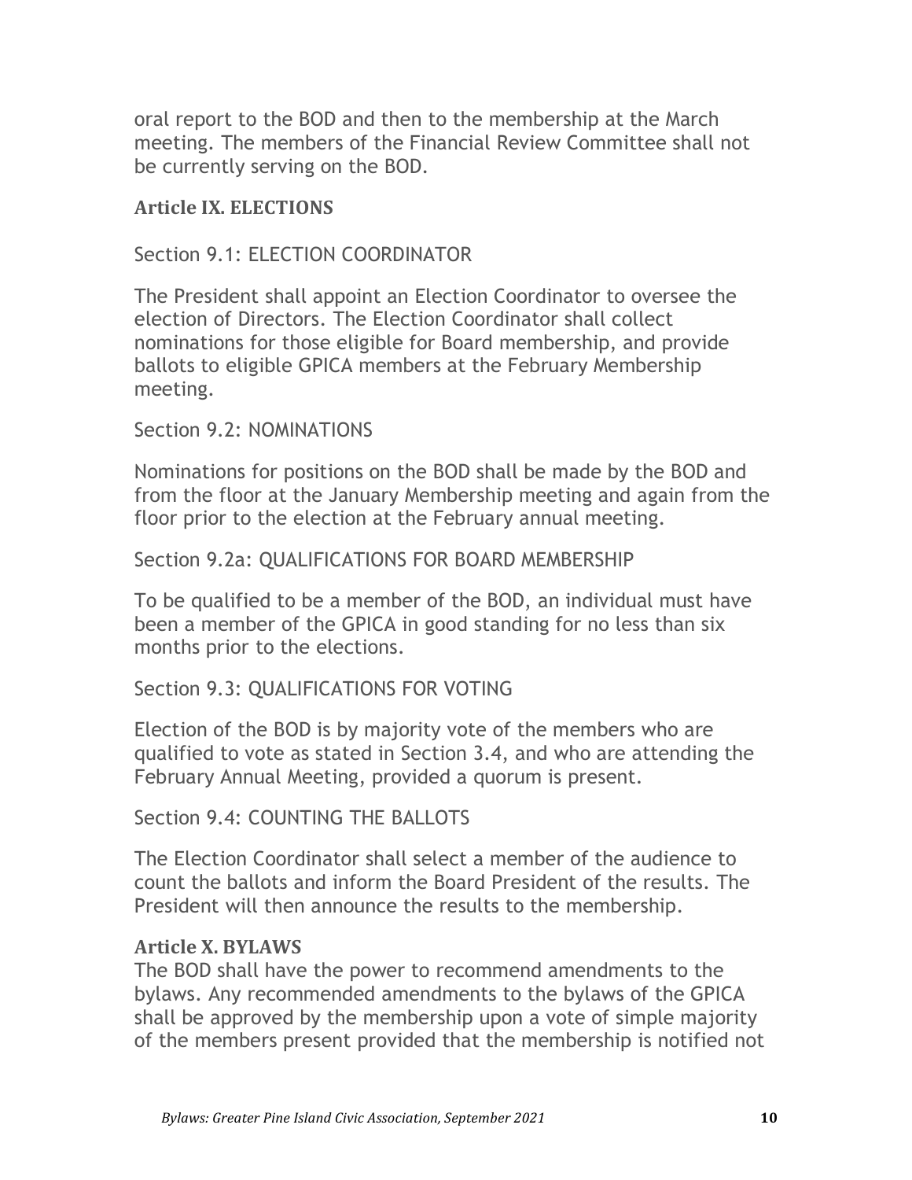oral report to the BOD and then to the membership at the March meeting. The members of the Financial Review Committee shall not be currently serving on the BOD.

## Article IX. ELECTIONS

Section 9.1: ELECTION COORDINATOR

The President shall appoint an Election Coordinator to oversee the election of Directors. The Election Coordinator shall collect nominations for those eligible for Board membership, and provide ballots to eligible GPICA members at the February Membership meeting.

Section 9.2: NOMINATIONS

Nominations for positions on the BOD shall be made by the BOD and from the floor at the January Membership meeting and again from the floor prior to the election at the February annual meeting.

Section 9.2a: QUALIFICATIONS FOR BOARD MEMBERSHIP

To be qualified to be a member of the BOD, an individual must have been a member of the GPICA in good standing for no less than six months prior to the elections.

Section 9.3: QUALIFICATIONS FOR VOTING

Election of the BOD is by majority vote of the members who are qualified to vote as stated in Section 3.4, and who are attending the February Annual Meeting, provided a quorum is present.

Section 9.4: COUNTING THE BALLOTS

The Election Coordinator shall select a member of the audience to count the ballots and inform the Board President of the results. The President will then announce the results to the membership.

## Article X. BYLAWS

The BOD shall have the power to recommend amendments to the bylaws. Any recommended amendments to the bylaws of the GPICA shall be approved by the membership upon a vote of simple majority of the members present provided that the membership is notified not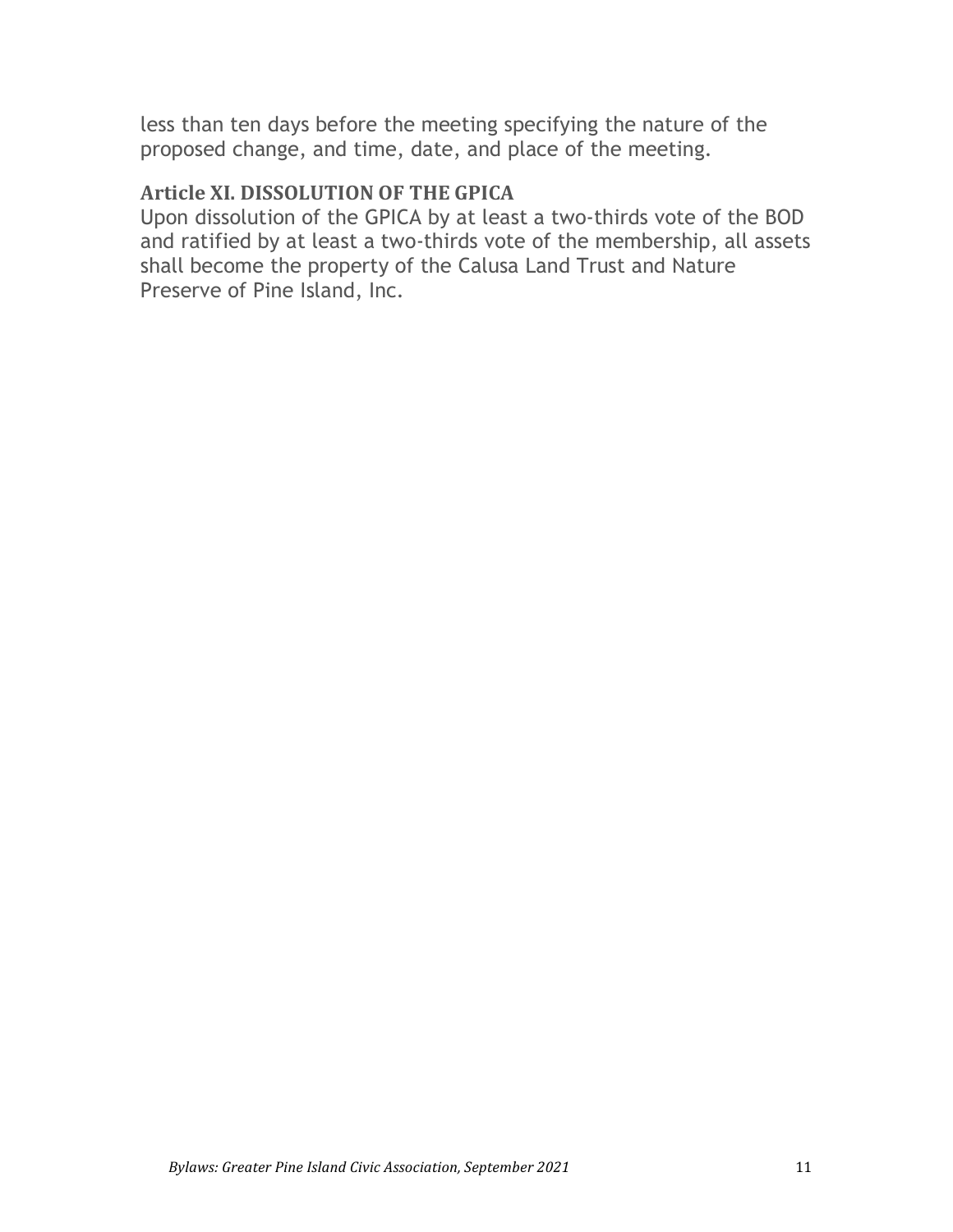less than ten days before the meeting specifying the nature of the proposed change, and time, date, and place of the meeting.

### Article XI. DISSOLUTION OF THE GPICA

Upon dissolution of the GPICA by at least a two-thirds vote of the BOD and ratified by at least a two-thirds vote of the membership, all assets shall become the property of the Calusa Land Trust and Nature Preserve of Pine Island, Inc.